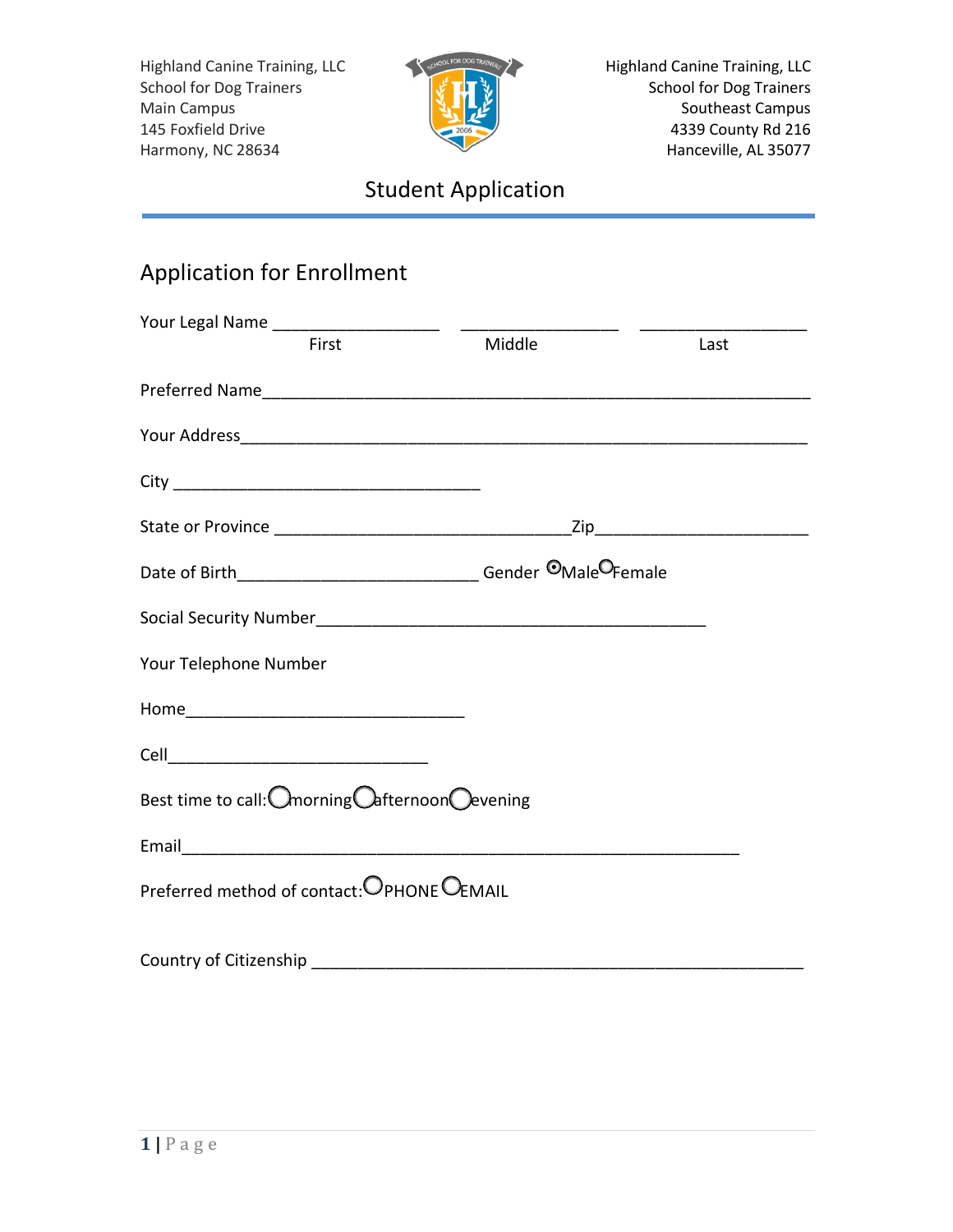Highland Canine Training, LLC
School for Dog Trainers
Main Campus
145 Foxfield Drive
Harmony, NC 28634

Highland Canine Training, LLC
School for Dog Trainers
Southeast Campus
4339 County Rd 216
Hanceville, AL 35077

# Student Application

## Application for Enrollment

Your Legal Name ___________________ ___________________ ___________________
First Middle Last

Preferred Name______________________________________________________________

Your Address________________________________________________________________

City ___________________________________

State or Province _________________________________Zip________________________

Date of Birth___________________________ Gender ◉Male ○Female

Social Security Number____________________________________________

Your Telephone Number

Home_______________________________

Cell_____________________________

Best time to call: ○morning ○afternoon ○evening

Email______________________________________________________________

Preferred method of contact: ○PHONE ○EMAIL

Country of Citizenship _______________________________________________________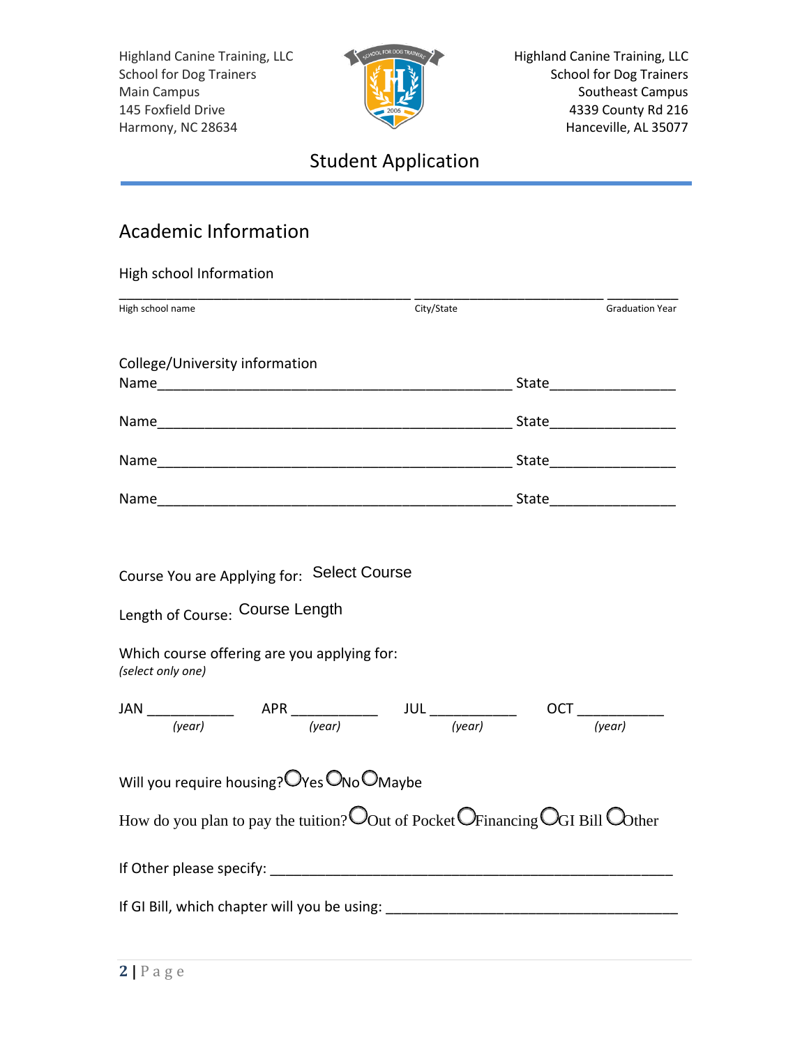Highland Canine Training, LLC
School for Dog Trainers
Main Campus
145 Foxfield Drive
Harmony, NC 28634

Highland Canine Training, LLC
School for Dog Trainers
Southeast Campus
4339 County Rd 216
Hanceville, AL 35077

# Student Application

## Academic Information

High school Information

_________________________________________ ___________________________ __________

High school name | City/State | Graduation Year

College/University information

Name_______________________________________________ State_______________

Name_______________________________________________ State_______________

Name_______________________________________________ State_______________

Name_______________________________________________ State_______________

Course You are Applying for: Select Course

Length of Course: Course Length

Which course offering are you applying for:
*(select only one)*

JAN ___________ APR ___________ JUL ___________ OCT ___________
*(year)* *(year)* *(year)* *(year)*

Will you require housing? ◯Yes ◯No ◯Maybe

How do you plan to pay the tuition? ◯Out of Pocket ◯Financing ◯GI Bill ◯Other

If Other please specify: ___________________________________________________

If GI Bill, which chapter will you be using: ___________________________________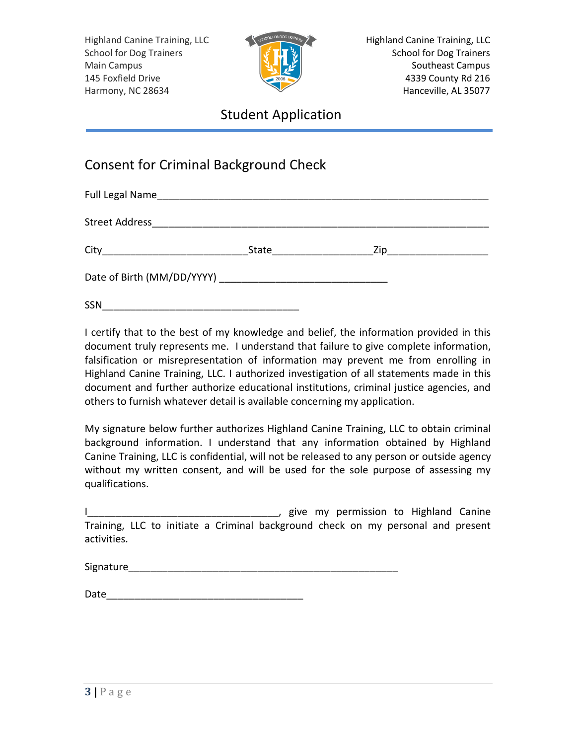Highland Canine Training, LLC
School for Dog Trainers
Main Campus
145 Foxfield Drive
Harmony, NC 28634

Highland Canine Training, LLC
School for Dog Trainers
Southeast Campus
4339 County Rd 216
Hanceville, AL 35077

# Student Application

## Consent for Criminal Background Check

Full Legal Name_____________________________________________________________

Street Address______________________________________________________________

City__________________________State___________________Zip___________________

Date of Birth (MM/DD/YYYY) _______________________________

SSN_____________________________________

I certify that to the best of my knowledge and belief, the information provided in this document truly represents me. I understand that failure to give complete information, falsification or misrepresentation of information may prevent me from enrolling in Highland Canine Training, LLC. I authorized investigation of all statements made in this document and further authorize educational institutions, criminal justice agencies, and others to furnish whatever detail is available concerning my application.

My signature below further authorizes Highland Canine Training, LLC to obtain criminal background information. I understand that any information obtained by Highland Canine Training, LLC is confidential, will not be released to any person or outside agency without my written consent, and will be used for the sole purpose of assessing my qualifications.

I___________________________________, give my permission to Highland Canine Training, LLC to initiate a Criminal background check on my personal and present activities.

Signature__________________________________________________

Date____________________________________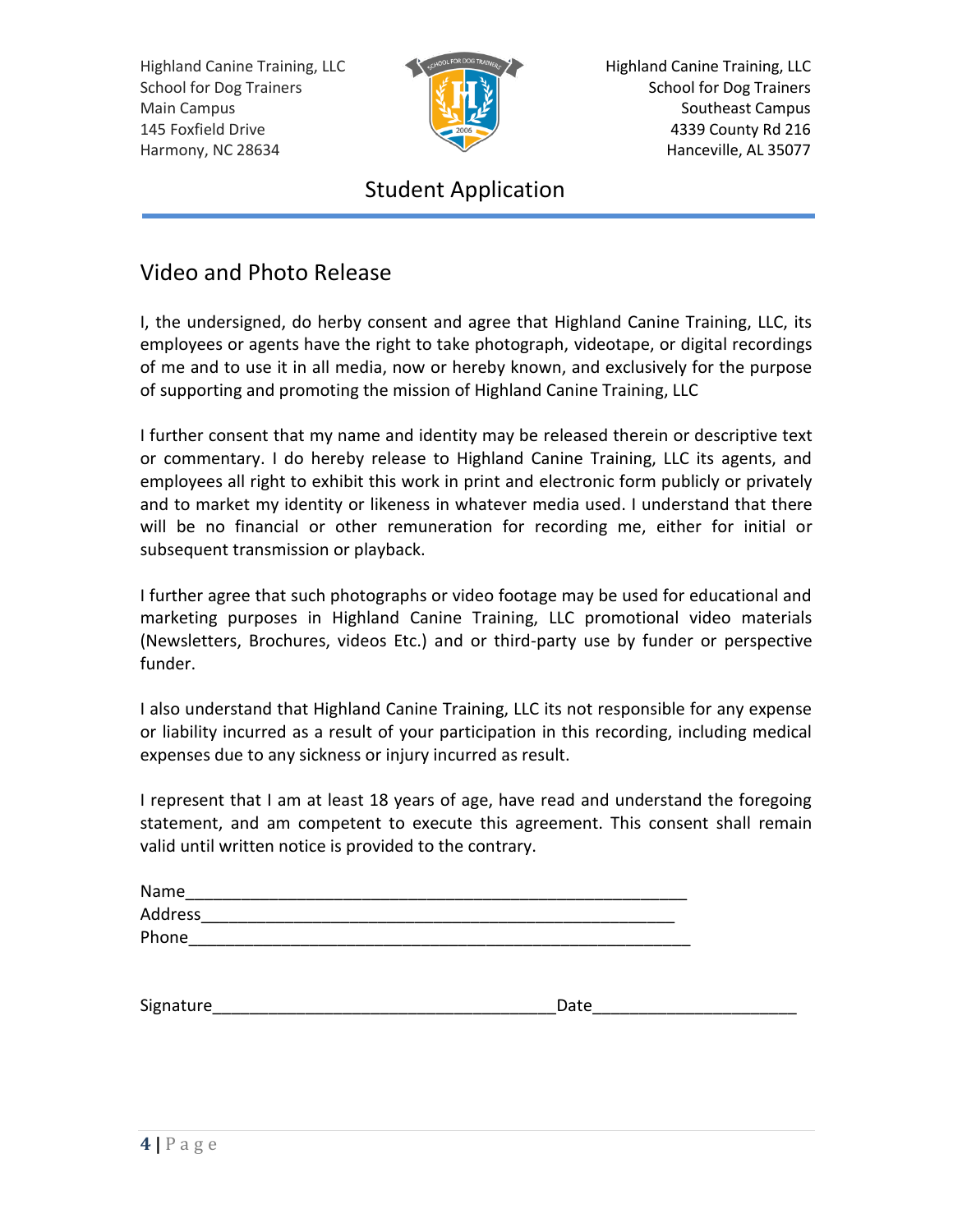Highland Canine Training, LLC
School for Dog Trainers
Main Campus
145 Foxfield Drive
Harmony, NC 28634

Highland Canine Training, LLC
School for Dog Trainers
Southeast Campus
4339 County Rd 216
Hanceville, AL 35077

# Student Application

## Video and Photo Release

I, the undersigned, do herby consent and agree that Highland Canine Training, LLC, its employees or agents have the right to take photograph, videotape, or digital recordings of me and to use it in all media, now or hereby known, and exclusively for the purpose of supporting and promoting the mission of Highland Canine Training, LLC

I further consent that my name and identity may be released therein or descriptive text or commentary. I do hereby release to Highland Canine Training, LLC its agents, and employees all right to exhibit this work in print and electronic form publicly or privately and to market my identity or likeness in whatever media used. I understand that there will be no financial or other remuneration for recording me, either for initial or subsequent transmission or playback.

I further agree that such photographs or video footage may be used for educational and marketing purposes in Highland Canine Training, LLC promotional video materials (Newsletters, Brochures, videos Etc.) and or third-party use by funder or perspective funder.

I also understand that Highland Canine Training, LLC its not responsible for any expense or liability incurred as a result of your participation in this recording, including medical expenses due to any sickness or injury incurred as result.

I represent that I am at least 18 years of age, have read and understand the foregoing statement, and am competent to execute this agreement. This consent shall remain valid until written notice is provided to the contrary.

Name_______________________________________________________
Address____________________________________________________
Phone______________________________________________________

Signature__________________________________Date____________________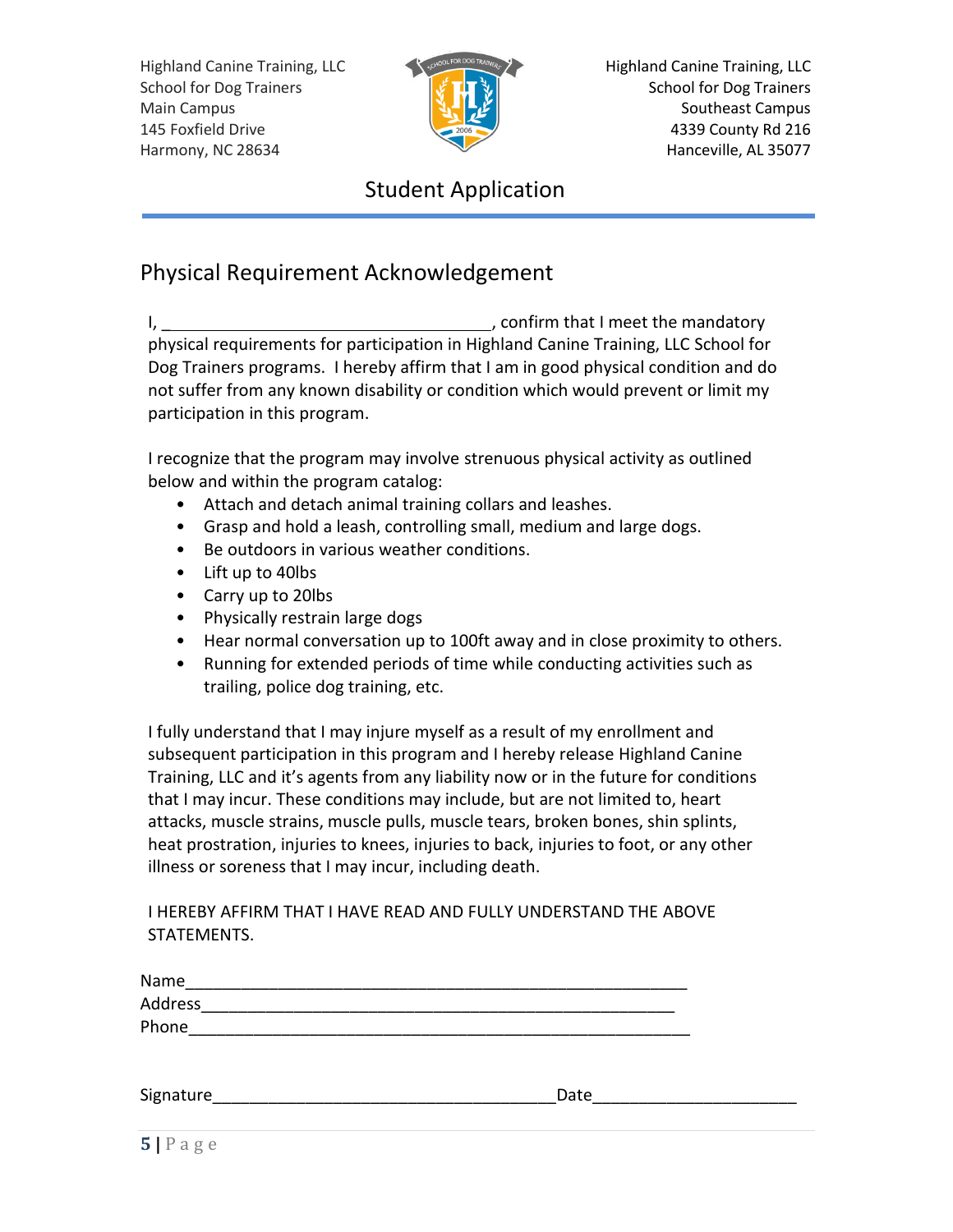Highland Canine Training, LLC
School for Dog Trainers
Main Campus
145 Foxfield Drive
Harmony, NC 28634

Highland Canine Training, LLC
School for Dog Trainers
Southeast Campus
4339 County Rd 216
Hanceville, AL 35077

# Student Application

## Physical Requirement Acknowledgement

I, ____________________________________, confirm that I meet the mandatory physical requirements for participation in Highland Canine Training, LLC School for Dog Trainers programs. I hereby affirm that I am in good physical condition and do not suffer from any known disability or condition which would prevent or limit my participation in this program.

I recognize that the program may involve strenuous physical activity as outlined below and within the program catalog:

- Attach and detach animal training collars and leashes.
- Grasp and hold a leash, controlling small, medium and large dogs.
- Be outdoors in various weather conditions.
- Lift up to 40lbs
- Carry up to 20lbs
- Physically restrain large dogs
- Hear normal conversation up to 100ft away and in close proximity to others.
- Running for extended periods of time while conducting activities such as trailing, police dog training, etc.

I fully understand that I may injure myself as a result of my enrollment and subsequent participation in this program and I hereby release Highland Canine Training, LLC and it's agents from any liability now or in the future for conditions that I may incur. These conditions may include, but are not limited to, heart attacks, muscle strains, muscle pulls, muscle tears, broken bones, shin splints, heat prostration, injuries to knees, injuries to back, injuries to foot, or any other illness or soreness that I may incur, including death.

I HEREBY AFFIRM THAT I HAVE READ AND FULLY UNDERSTAND THE ABOVE STATEMENTS.

Name_______________________________________________________
Address____________________________________________________
Phone______________________________________________________

Signature_____________________________________Date______________________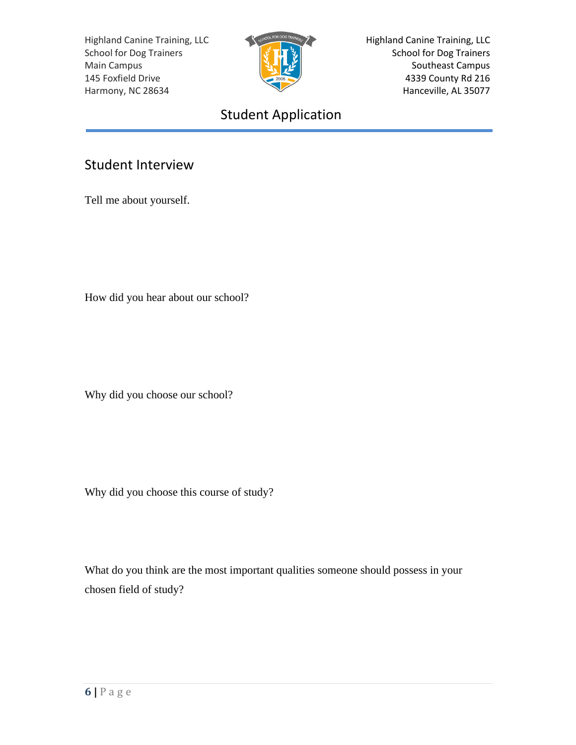## Student Interview

Tell me about yourself.

How did you hear about our school?

Why did you choose our school?

Why did you choose this course of study?

What do you think are the most important qualities someone should possess in your chosen field of study?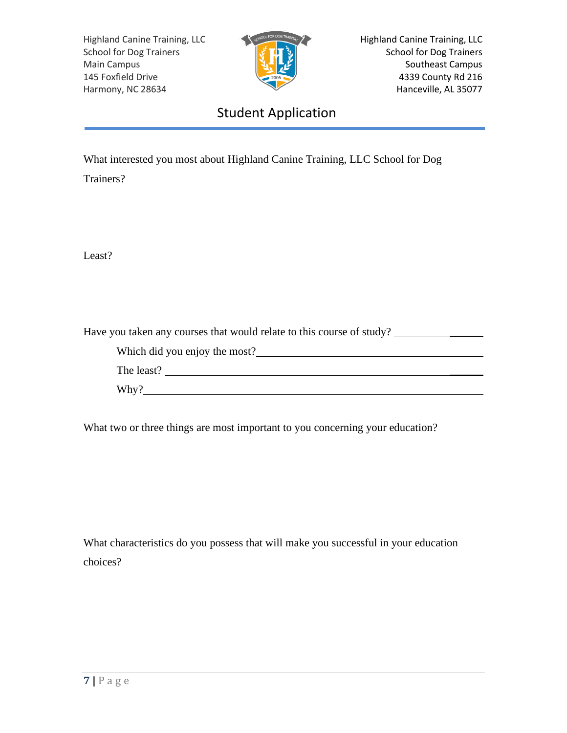# Student Application

What interested you most about Highland Canine Training, LLC School for Dog Trainers?

Least?

Have you taken any courses that would relate to this course of study? ________________

Which did you enjoy the most? ________________________________________

The least? ________________________________________________

Why? ____________________________________________________

What two or three things are most important to you concerning your education?

What characteristics do you possess that will make you successful in your education choices?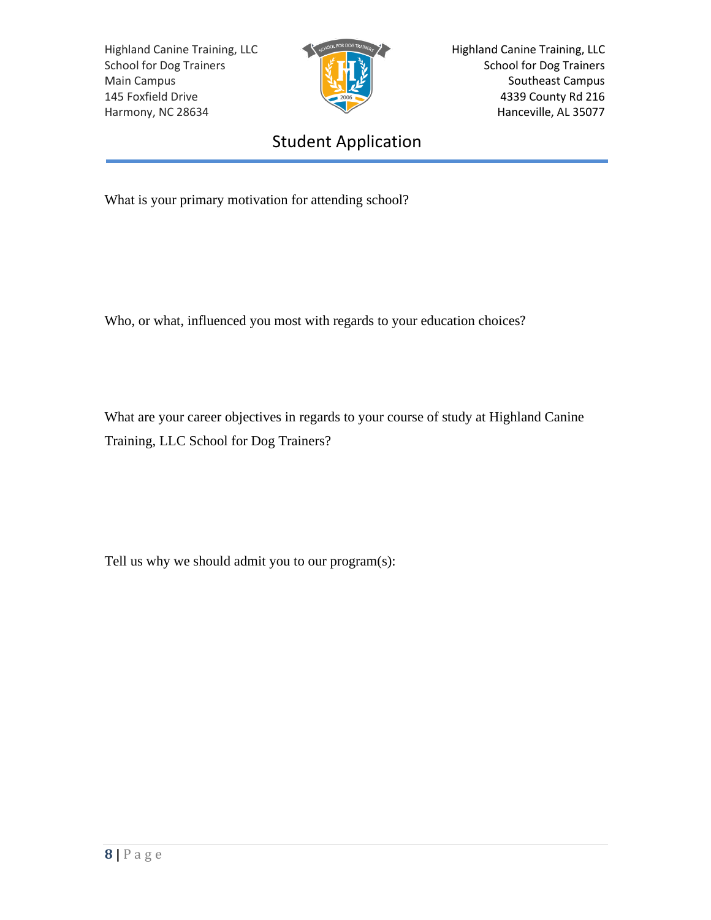# Student Application

What is your primary motivation for attending school?

Who, or what, influenced you most with regards to your education choices?

What are your career objectives in regards to your course of study at Highland Canine Training, LLC School for Dog Trainers?

Tell us why we should admit you to our program(s):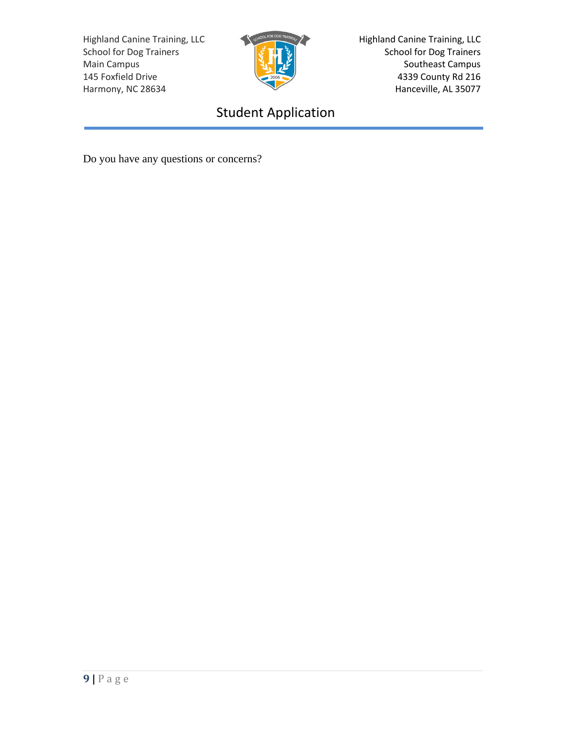Do you have any questions or concerns?